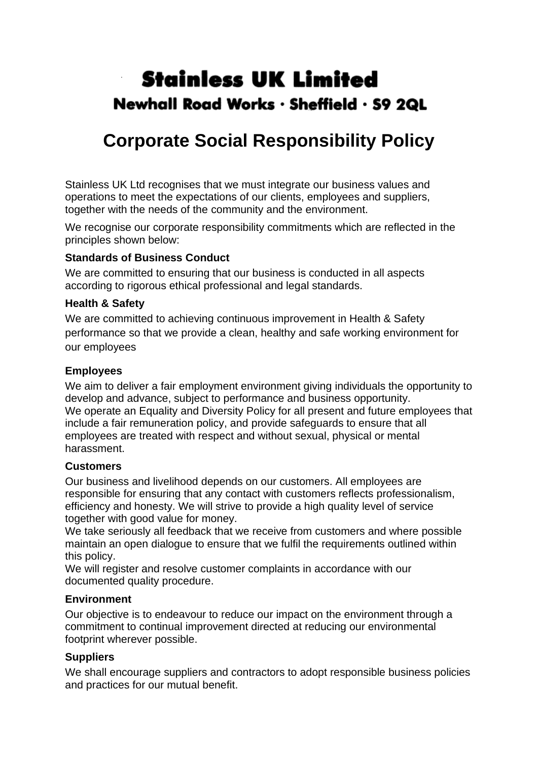# Stainless UK Limited

## Newhall Road Works · Sheffield · S9 2QL

# Corporate Social Responsibility Policy

Stainless UK Ltd recognises that we must integrate our business values and operations to meet the expectations of our clients, employees and suppliers, together with the needs of the community and the environment.

We recognise our corporate responsibility commitments which are reflected in the principles shown below:

**Standards of Business Conduct**

We are committed to ensuring that our business is conducted in all aspects according to rigorous ethical professional and legal standards.

**Health & Safety**

We are committed to achieving continuous improvement in Health & Safety performance so that we provide a clean, healthy and safe working environment for our employees

**Employees**

We aim to deliver a fair employment environment giving individuals the opportunity to develop and advance, subject to performance and business opportunity.
We operate an Equality and Diversity Policy for all present and future employees that include a fair remuneration policy, and provide safeguards to ensure that all employees are treated with respect and without sexual, physical or mental harassment.

**Customers**

Our business and livelihood depends on our customers. All employees are responsible for ensuring that any contact with customers reflects professionalism, efficiency and honesty. We will strive to provide a high quality level of service together with good value for money.
We take seriously all feedback that we receive from customers and where possible maintain an open dialogue to ensure that we fulfil the requirements outlined within this policy.
We will register and resolve customer complaints in accordance with our documented quality procedure.

**Environment**

Our objective is to endeavour to reduce our impact on the environment through a commitment to continual improvement directed at reducing our environmental footprint wherever possible.

**Suppliers**

We shall encourage suppliers and contractors to adopt responsible business policies and practices for our mutual benefit.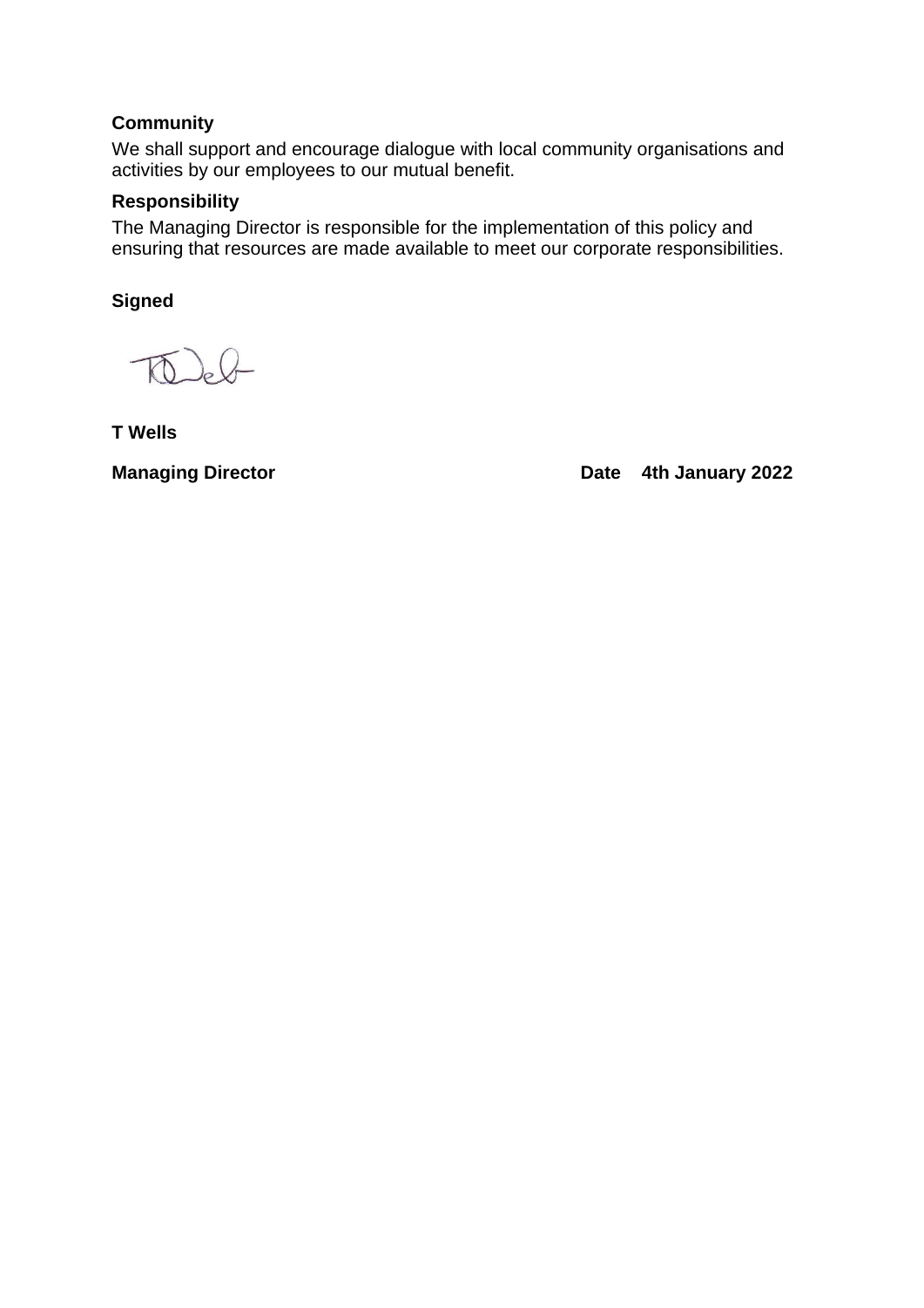### Community

We shall support and encourage dialogue with local community organisations and activities by our employees to our mutual benefit.

### Responsibility

The Managing Director is responsible for the implementation of this policy and ensuring that resources are made available to meet our corporate responsibilities.

**Signed**

**T Wells**

**Managing Director** **Date 4th January 2022**